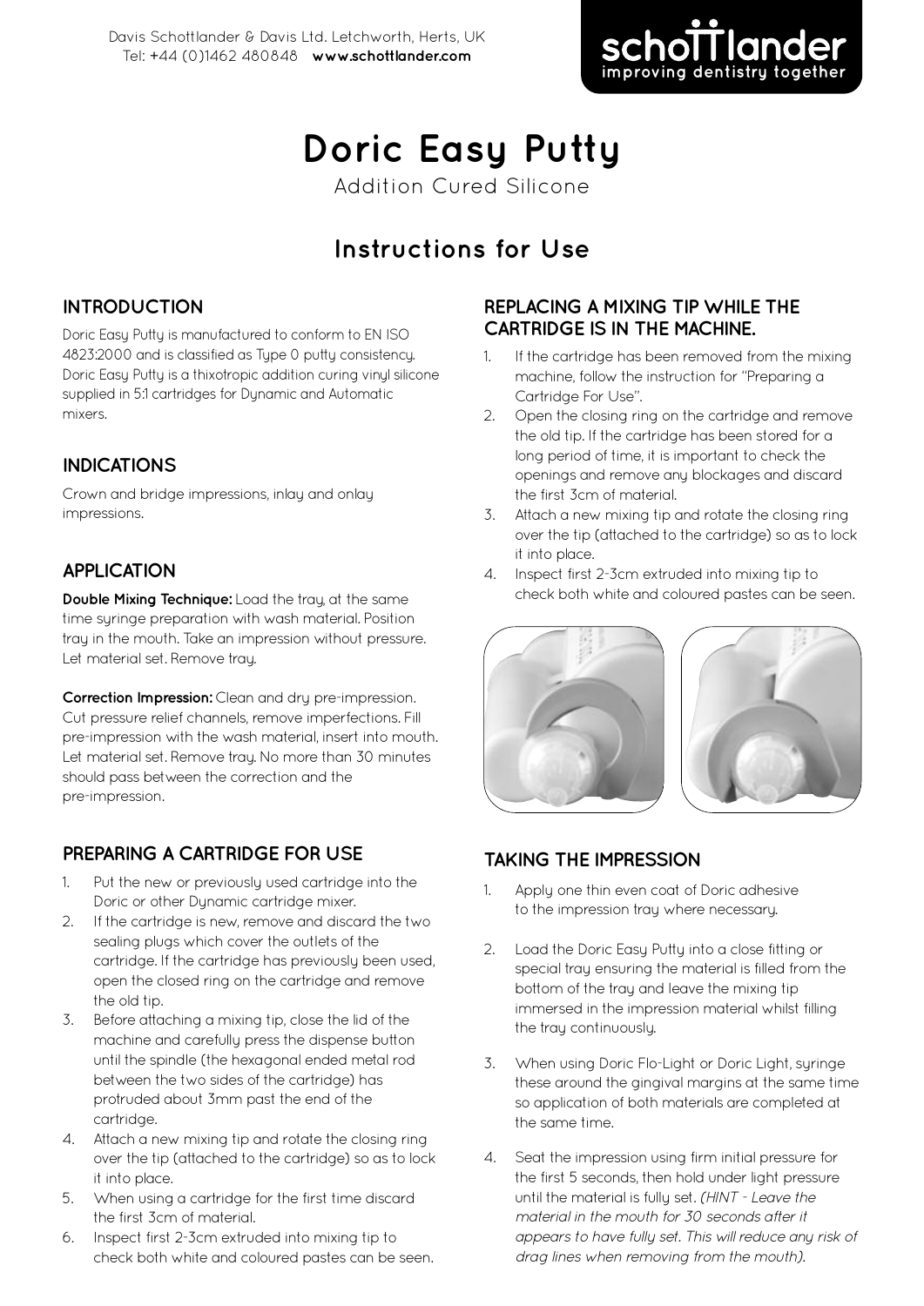Davis Schottlander & Davis Ltd. Letchworth, Herts, UK
Tel: +44 (0)1462 480848 **www.schottlander.com**

schottlander
improving dentistry together

# Doric Easy Putty

Addition Cured Silicone

## Instructions for Use

### INTRODUCTION

Doric Easy Putty is manufactured to conform to EN ISO 4823:2000 and is classified as Type 0 putty consistency. Doric Easy Putty is a thixotropic addition curing vinyl silicone supplied in 5:1 cartridges for Dynamic and Automatic mixers.

### INDICATIONS

Crown and bridge impressions, inlay and onlay impressions.

### APPLICATION

**Double Mixing Technique:** Load the tray, at the same time syringe preparation with wash material. Position tray in the mouth. Take an impression without pressure. Let material set. Remove tray.

**Correction Impression:** Clean and dry pre-impression. Cut pressure relief channels, remove imperfections. Fill pre-impression with the wash material, insert into mouth. Let material set. Remove tray. No more than 30 minutes should pass between the correction and the pre-impression.

### PREPARING A CARTRIDGE FOR USE

1. Put the new or previously used cartridge into the Doric or other Dynamic cartridge mixer.
2. If the cartridge is new, remove and discard the two sealing plugs which cover the outlets of the cartridge. If the cartridge has previously been used, open the closed ring on the cartridge and remove the old tip.
3. Before attaching a mixing tip, close the lid of the machine and carefully press the dispense button until the spindle (the hexagonal ended metal rod between the two sides of the cartridge) has protruded about 3mm past the end of the cartridge.
4. Attach a new mixing tip and rotate the closing ring over the tip (attached to the cartridge) so as to lock it into place.
5. When using a cartridge for the first time discard the first 3cm of material.
6. Inspect first 2-3cm extruded into mixing tip to check both white and coloured pastes can be seen.

### REPLACING A MIXING TIP WHILE THE CARTRIDGE IS IN THE MACHINE.

1. If the cartridge has been removed from the mixing machine, follow the instruction for "Preparing a Cartridge For Use".
2. Open the closing ring on the cartridge and remove the old tip. If the cartridge has been stored for a long period of time, it is important to check the openings and remove any blockages and discard the first 3cm of material.
3. Attach a new mixing tip and rotate the closing ring over the tip (attached to the cartridge) so as to lock it into place.
4. Inspect first 2-3cm extruded into mixing tip to check both white and coloured pastes can be seen.

### TAKING THE IMPRESSION

1. Apply one thin even coat of Doric adhesive to the impression tray where necessary.
2. Load the Doric Easy Putty into a close fitting or special tray ensuring the material is filled from the bottom of the tray and leave the mixing tip immersed in the impression material whilst filling the tray continuously.
3. When using Doric Flo-Light or Doric Light, syringe these around the gingival margins at the same time so application of both materials are completed at the same time.
4. Seat the impression using firm initial pressure for the first 5 seconds, then hold under light pressure until the material is fully set. *(HINT - Leave the material in the mouth for 30 seconds after it appears to have fully set. This will reduce any risk of drag lines when removing from the mouth).*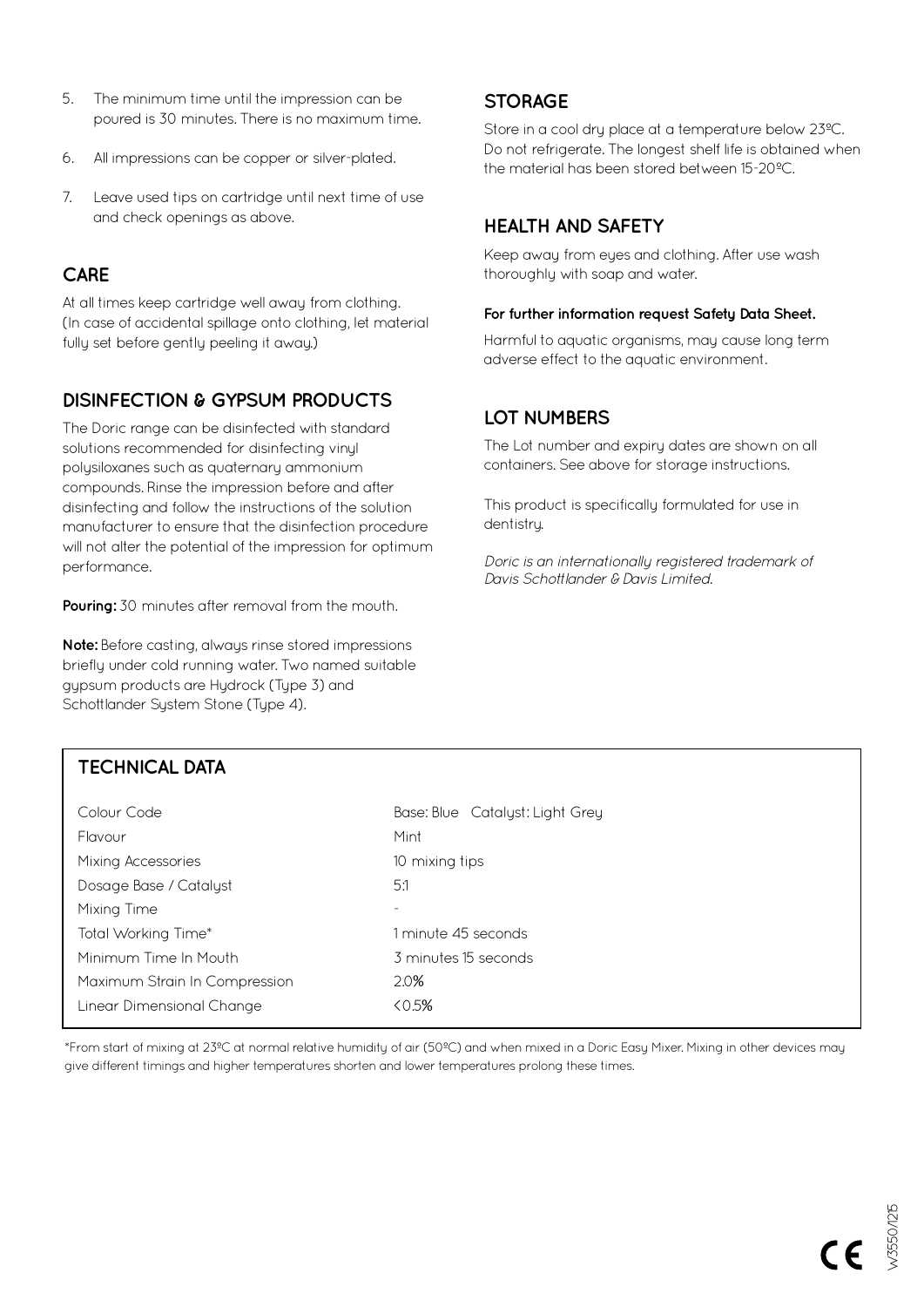5. The minimum time until the impression can be poured is 30 minutes. There is no maximum time.

6. All impressions can be copper or silver-plated.

7. Leave used tips on cartridge until next time of use and check openings as above.

## CARE

At all times keep cartridge well away from clothing. (In case of accidental spillage onto clothing, let material fully set before gently peeling it away.)

## DISINFECTION & GYPSUM PRODUCTS

The Doric range can be disinfected with standard solutions recommended for disinfecting vinyl polysiloxanes such as quaternary ammonium compounds. Rinse the impression before and after disinfecting and follow the instructions of the solution manufacturer to ensure that the disinfection procedure will not alter the potential of the impression for optimum performance.

**Pouring:** 30 minutes after removal from the mouth.

**Note:** Before casting, always rinse stored impressions briefly under cold running water. Two named suitable gypsum products are Hydrock (Type 3) and Schottlander System Stone (Type 4).

## STORAGE

Store in a cool dry place at a temperature below 23ºC. Do not refrigerate. The longest shelf life is obtained when the material has been stored between 15-20ºC.

## HEALTH AND SAFETY

Keep away from eyes and clothing. After use wash thoroughly with soap and water.

**For further information request Safety Data Sheet.**

Harmful to aquatic organisms, may cause long term adverse effect to the aquatic environment.

## LOT NUMBERS

The Lot number and expiry dates are shown on all containers. See above for storage instructions.

This product is specifically formulated for use in dentistry.

*Doric is an internationally registered trademark of Davis Schottlander & Davis Limited.*

## TECHNICAL DATA

| | |
|---|---|
| Colour Code | Base: Blue Catalyst: Light Grey |
| Flavour | Mint |
| Mixing Accessories | 10 mixing tips |
| Dosage Base / Catalyst | 5:1 |
| Mixing Time | - |
| Total Working Time* | 1 minute 45 seconds |
| Minimum Time In Mouth | 3 minutes 15 seconds |
| Maximum Strain In Compression | 2.0% |
| Linear Dimensional Change | <0.5% |

*From start of mixing at 23ºC at normal relative humidity of air (50ºC) and when mixed in a Doric Easy Mixer. Mixing in other devices may give different timings and higher temperatures shorten and lower temperatures prolong these times.

CE

W3550/125